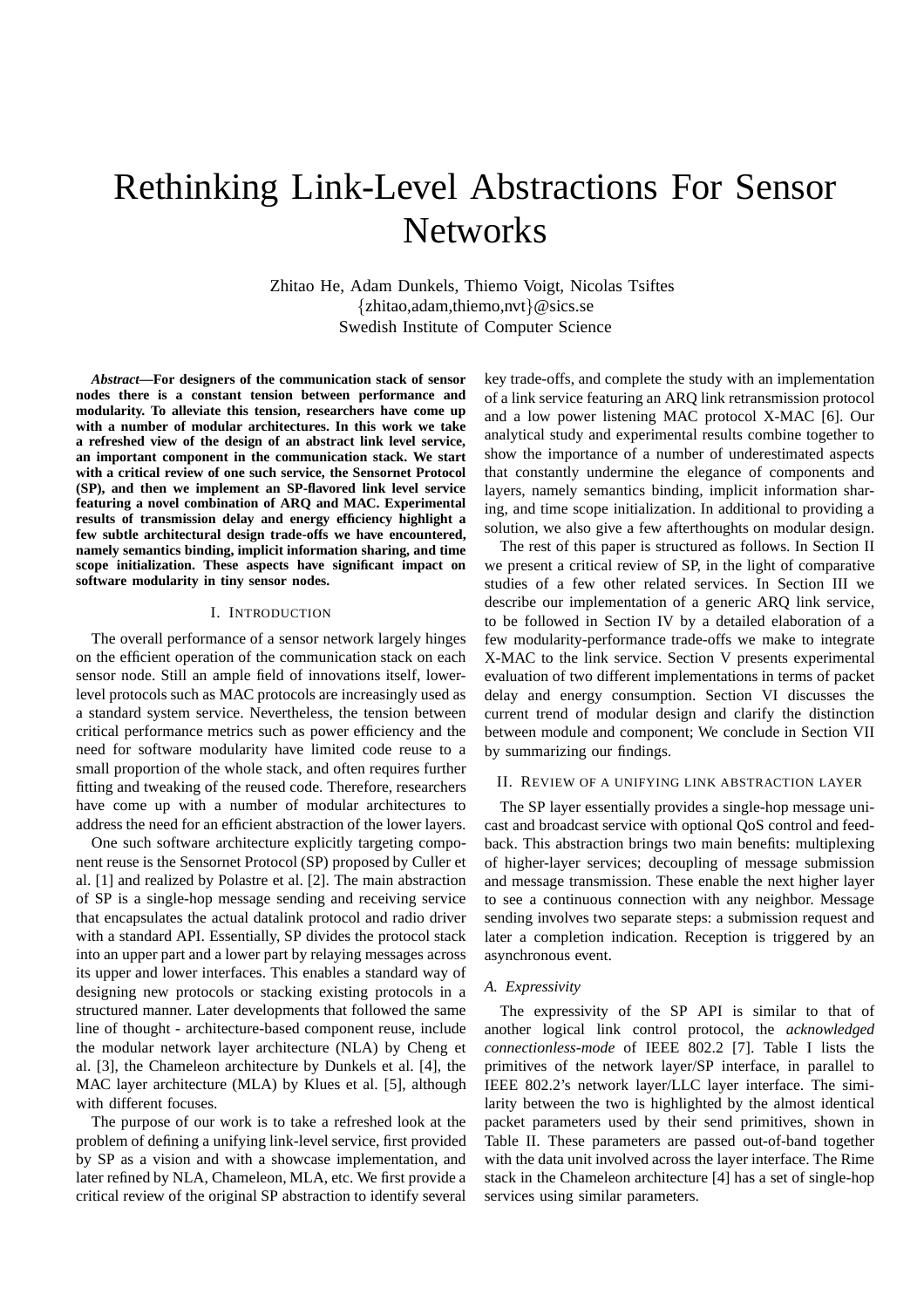# Rethinking Link-Level Abstractions For Sensor Networks

Zhitao He, Adam Dunkels, Thiemo Voigt, Nicolas Tsiftes
{zhitao,adam,thiemo,nvt}@sics.se
Swedish Institute of Computer Science

***Abstract*—For designers of the communication stack of sensor nodes there is a constant tension between performance and modularity. To alleviate this tension, researchers have come up with a number of modular architectures. In this work we take a refreshed view of the design of an abstract link level service, an important component in the communication stack. We start with a critical review of one such service, the Sensornet Protocol (SP), and then we implement an SP-flavored link level service featuring a novel combination of ARQ and MAC. Experimental results of transmission delay and energy efficiency highlight a few subtle architectural design trade-offs we have encountered, namely semantics binding, implicit information sharing, and time scope initialization. These aspects have significant impact on software modularity in tiny sensor nodes.**

## I. Introduction

The overall performance of a sensor network largely hinges on the efficient operation of the communication stack on each sensor node. Still an ample field of innovations itself, lower-level protocols such as MAC protocols are increasingly used as a standard system service. Nevertheless, the tension between critical performance metrics such as power efficiency and the need for software modularity have limited code reuse to a small proportion of the whole stack, and often requires further fitting and tweaking of the reused code. Therefore, researchers have come up with a number of modular architectures to address the need for an efficient abstraction of the lower layers.

One such software architecture explicitly targeting component reuse is the Sensornet Protocol (SP) proposed by Culler et al. [1] and realized by Polastre et al. [2]. The main abstraction of SP is a single-hop message sending and receiving service that encapsulates the actual datalink protocol and radio driver with a standard API. Essentially, SP divides the protocol stack into an upper part and a lower part by relaying messages across its upper and lower interfaces. This enables a standard way of designing new protocols or stacking existing protocols in a structured manner. Later developments that followed the same line of thought - architecture-based component reuse, include the modular network layer architecture (NLA) by Cheng et al. [3], the Chameleon architecture by Dunkels et al. [4], the MAC layer architecture (MLA) by Klues et al. [5], although with different focuses.

The purpose of our work is to take a refreshed look at the problem of defining a unifying link-level service, first provided by SP as a vision and with a showcase implementation, and later refined by NLA, Chameleon, MLA, etc. We first provide a critical review of the original SP abstraction to identify several key trade-offs, and complete the study with an implementation of a link service featuring an ARQ link retransmission protocol and a low power listening MAC protocol X-MAC [6]. Our analytical study and experimental results combine together to show the importance of a number of underestimated aspects that constantly undermine the elegance of components and layers, namely semantics binding, implicit information sharing, and time scope initialization. In additional to providing a solution, we also give a few afterthoughts on modular design.

The rest of this paper is structured as follows. In Section II we present a critical review of SP, in the light of comparative studies of a few other related services. In Section III we describe our implementation of a generic ARQ link service, to be followed in Section IV by a detailed elaboration of a few modularity-performance trade-offs we make to integrate X-MAC to the link service. Section V presents experimental evaluation of two different implementations in terms of packet delay and energy consumption. Section VI discusses the current trend of modular design and clarify the distinction between module and component; We conclude in Section VII by summarizing our findings.

## II. Review of a unifying link abstraction layer

The SP layer essentially provides a single-hop message unicast and broadcast service with optional QoS control and feedback. This abstraction brings two main benefits: multiplexing of higher-layer services; decoupling of message submission and message transmission. These enable the next higher layer to see a continuous connection with any neighbor. Message sending involves two separate steps: a submission request and later a completion indication. Reception is triggered by an asynchronous event.

### A. Expressivity

The expressivity of the SP API is similar to that of another logical link control protocol, the *acknowledged connectionless-mode* of IEEE 802.2 [7]. Table I lists the primitives of the network layer/SP interface, in parallel to IEEE 802.2's network layer/LLC layer interface. The similarity between the two is highlighted by the almost identical packet parameters used by their send primitives, shown in Table II. These parameters are passed out-of-band together with the data unit involved across the layer interface. The Rime stack in the Chameleon architecture [4] has a set of single-hop services using similar parameters.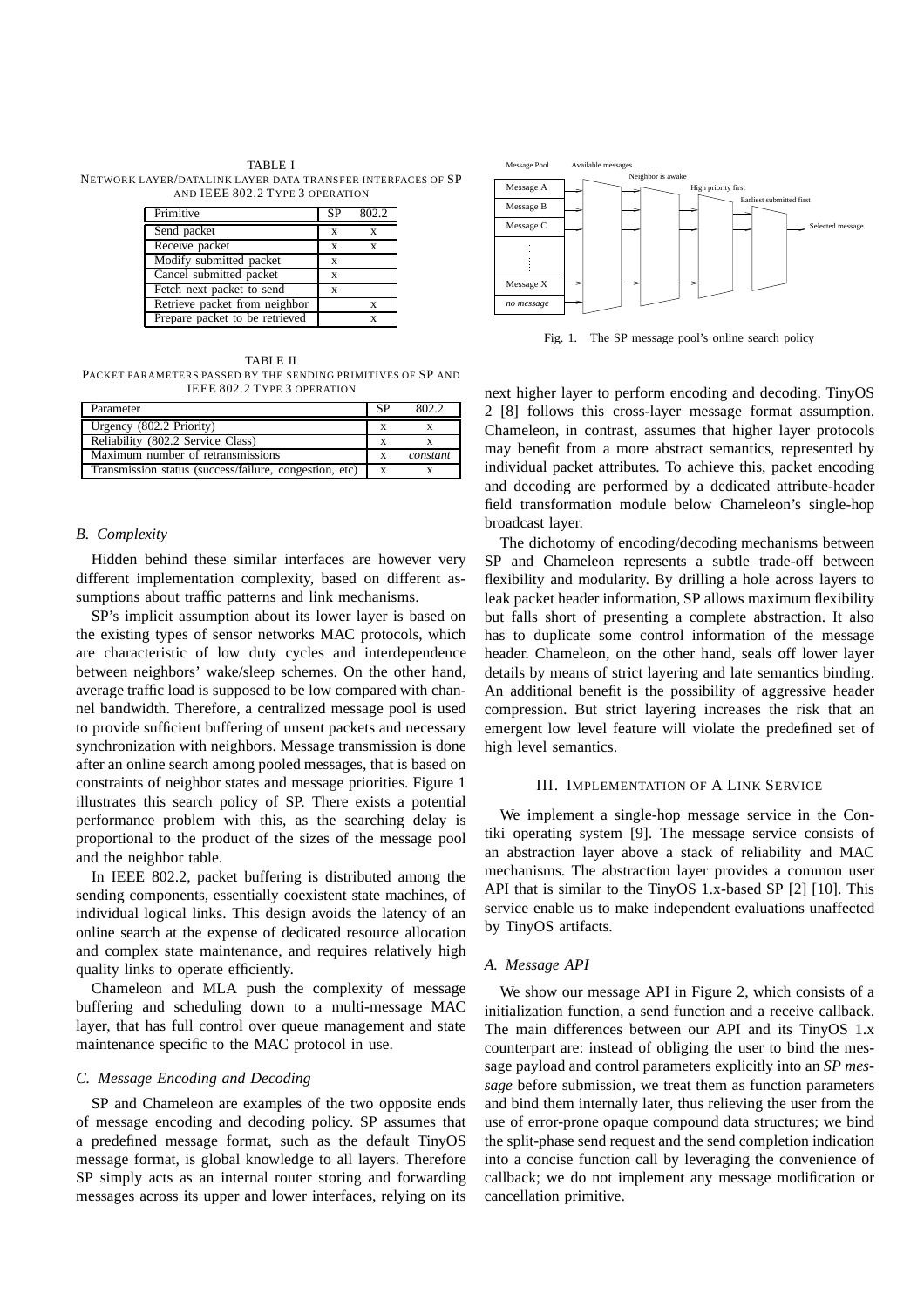TABLE I
NETWORK LAYER/DATALINK LAYER DATA TRANSFER INTERFACES OF SP AND IEEE 802.2 TYPE 3 OPERATION

| Primitive | SP | 802.2 |
|---|---|---|
| Send packet | x | x |
| Receive packet | x | x |
| Modify submitted packet | x | |
| Cancel submitted packet | x | |
| Fetch next packet to send | x | |
| Retrieve packet from neighbor | | x |
| Prepare packet to be retrieved | | x |

TABLE II
PACKET PARAMETERS PASSED BY THE SENDING PRIMITIVES OF SP AND IEEE 802.2 TYPE 3 OPERATION

| Parameter | SP | 802.2 |
|---|---|---|
| Urgency (802.2 Priority) | x | x |
| Reliability (802.2 Service Class) | x | x |
| Maximum number of retransmissions | x | *constant* |
| Transmission status (success/failure, congestion, etc) | x | x |

### B. Complexity

Hidden behind these similar interfaces are however very different implementation complexity, based on different assumptions about traffic patterns and link mechanisms.

SP's implicit assumption about its lower layer is based on the existing types of sensor networks MAC protocols, which are characteristic of low duty cycles and interdependence between neighbors' wake/sleep schemes. On the other hand, average traffic load is supposed to be low compared with channel bandwidth. Therefore, a centralized message pool is used to provide sufficient buffering of unsent packets and necessary synchronization with neighbors. Message transmission is done after an online search among pooled messages, that is based on constraints of neighbor states and message priorities. Figure 1 illustrates this search policy of SP. There exists a potential performance problem with this, as the searching delay is proportional to the product of the sizes of the message pool and the neighbor table.

In IEEE 802.2, packet buffering is distributed among the sending components, essentially coexistent state machines, of individual logical links. This design avoids the latency of an online search at the expense of dedicated resource allocation and complex state maintenance, and requires relatively high quality links to operate efficiently.

Chameleon and MLA push the complexity of message buffering and scheduling down to a multi-message MAC layer, that has full control over queue management and state maintenance specific to the MAC protocol in use.

### C. Message Encoding and Decoding

SP and Chameleon are examples of the two opposite ends of message encoding and decoding policy. SP assumes that a predefined message format, such as the default TinyOS message format, is global knowledge to all layers. Therefore SP simply acts as an internal router storing and forwarding messages across its upper and lower interfaces, relying on its next higher layer to perform encoding and decoding. TinyOS 2 [8] follows this cross-layer message format assumption. Chameleon, in contrast, assumes that higher layer protocols may benefit from a more abstract semantics, represented by individual packet attributes. To achieve this, packet encoding and decoding are performed by a dedicated attribute-header field transformation module below Chameleon's single-hop broadcast layer.

Message Pool
Available messages
Neighbor is awake
High priority first
Earliest submitted first
Message A
Message B
Message C
Message X
*no message*
Selected message

Fig. 1. The SP message pool's online search policy

The dichotomy of encoding/decoding mechanisms between SP and Chameleon represents a subtle trade-off between flexibility and modularity. By drilling a hole across layers to leak packet header information, SP allows maximum flexibility but falls short of presenting a complete abstraction. It also has to duplicate some control information of the message header. Chameleon, on the other hand, seals off lower layer details by means of strict layering and late semantics binding. An additional benefit is the possibility of aggressive header compression. But strict layering increases the risk that an emergent low level feature will violate the predefined set of high level semantics.

## III. IMPLEMENTATION OF A LINK SERVICE

We implement a single-hop message service in the Contiki operating system [9]. The message service consists of an abstraction layer above a stack of reliability and MAC mechanisms. The abstraction layer provides a common user API that is similar to the TinyOS 1.x-based SP [2] [10]. This service enable us to make independent evaluations unaffected by TinyOS artifacts.

### A. Message API

We show our message API in Figure 2, which consists of a initialization function, a send function and a receive callback. The main differences between our API and its TinyOS 1.x counterpart are: instead of obliging the user to bind the message payload and control parameters explicitly into an *SP message* before submission, we treat them as function parameters and bind them internally later, thus relieving the user from the use of error-prone opaque compound data structures; we bind the split-phase send request and the send completion indication into a concise function call by leveraging the convenience of callback; we do not implement any message modification or cancellation primitive.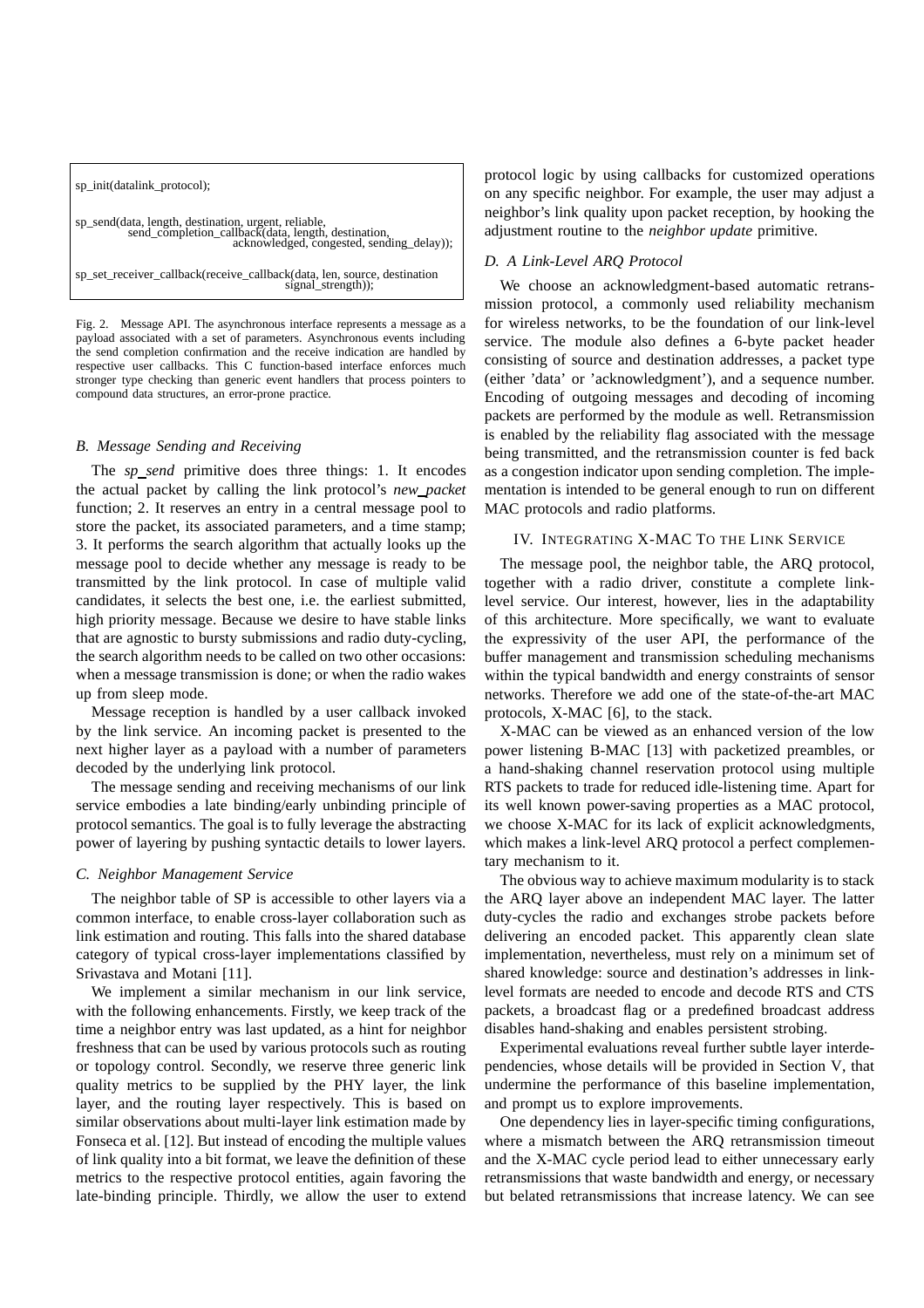```
sp_init(datalink_protocol);

sp_send(data, length, destination, urgent, reliable,
        send_completion_callback(data, length, destination,
                                 acknowledged, congested, sending_delay));

sp_set_receiver_callback(receive_callback(data, len, source, destination
                                          signal_strength));
```

Fig. 2. Message API. The asynchronous interface represents a message as a payload associated with a set of parameters. Asynchronous events including the send completion confirmation and the receive indication are handled by respective user callbacks. This C function-based interface enforces much stronger type checking than generic event handlers that process pointers to compound data structures, an error-prone practice.

### B. Message Sending and Receiving

The *sp_send* primitive does three things: 1. It encodes the actual packet by calling the link protocol's *new_packet* function; 2. It reserves an entry in a central message pool to store the packet, its associated parameters, and a time stamp; 3. It performs the search algorithm that actually looks up the message pool to decide whether any message is ready to be transmitted by the link protocol. In case of multiple valid candidates, it selects the best one, i.e. the earliest submitted, high priority message. Because we desire to have stable links that are agnostic to bursty submissions and radio duty-cycling, the search algorithm needs to be called on two other occasions: when a message transmission is done; or when the radio wakes up from sleep mode.

Message reception is handled by a user callback invoked by the link service. An incoming packet is presented to the next higher layer as a payload with a number of parameters decoded by the underlying link protocol.

The message sending and receiving mechanisms of our link service embodies a late binding/early unbinding principle of protocol semantics. The goal is to fully leverage the abstracting power of layering by pushing syntactic details to lower layers.

### C. Neighbor Management Service

The neighbor table of SP is accessible to other layers via a common interface, to enable cross-layer collaboration such as link estimation and routing. This falls into the shared database category of typical cross-layer implementations classified by Srivastava and Motani [11].

We implement a similar mechanism in our link service, with the following enhancements. Firstly, we keep track of the time a neighbor entry was last updated, as a hint for neighbor freshness that can be used by various protocols such as routing or topology control. Secondly, we reserve three generic link quality metrics to be supplied by the PHY layer, the link layer, and the routing layer respectively. This is based on similar observations about multi-layer link estimation made by Fonseca et al. [12]. But instead of encoding the multiple values of link quality into a bit format, we leave the definition of these metrics to the respective protocol entities, again favoring the late-binding principle. Thirdly, we allow the user to extend protocol logic by using callbacks for customized operations on any specific neighbor. For example, the user may adjust a neighbor's link quality upon packet reception, by hooking the adjustment routine to the *neighbor update* primitive.

### D. A Link-Level ARQ Protocol

We choose an acknowledgment-based automatic retransmission protocol, a commonly used reliability mechanism for wireless networks, to be the foundation of our link-level service. The module also defines a 6-byte packet header consisting of source and destination addresses, a packet type (either 'data' or 'acknowledgment'), and a sequence number. Encoding of outgoing messages and decoding of incoming packets are performed by the module as well. Retransmission is enabled by the reliability flag associated with the message being transmitted, and the retransmission counter is fed back as a congestion indicator upon sending completion. The implementation is intended to be general enough to run on different MAC protocols and radio platforms.

## IV. Integrating X-MAC To the Link Service

The message pool, the neighbor table, the ARQ protocol, together with a radio driver, constitute a complete link-level service. Our interest, however, lies in the adaptability of this architecture. More specifically, we want to evaluate the expressivity of the user API, the performance of the buffer management and transmission scheduling mechanisms within the typical bandwidth and energy constraints of sensor networks. Therefore we add one of the state-of-the-art MAC protocols, X-MAC [6], to the stack.

X-MAC can be viewed as an enhanced version of the low power listening B-MAC [13] with packetized preambles, or a hand-shaking channel reservation protocol using multiple RTS packets to trade for reduced idle-listening time. Apart for its well known power-saving properties as a MAC protocol, we choose X-MAC for its lack of explicit acknowledgments, which makes a link-level ARQ protocol a perfect complementary mechanism to it.

The obvious way to achieve maximum modularity is to stack the ARQ layer above an independent MAC layer. The latter duty-cycles the radio and exchanges strobe packets before delivering an encoded packet. This apparently clean slate implementation, nevertheless, must rely on a minimum set of shared knowledge: source and destination's addresses in link-level formats are needed to encode and decode RTS and CTS packets, a broadcast flag or a predefined broadcast address disables hand-shaking and enables persistent strobing.

Experimental evaluations reveal further subtle layer interdependencies, whose details will be provided in Section V, that undermine the performance of this baseline implementation, and prompt us to explore improvements.

One dependency lies in layer-specific timing configurations, where a mismatch between the ARQ retransmission timeout and the X-MAC cycle period lead to either unnecessary early retransmissions that waste bandwidth and energy, or necessary but belated retransmissions that increase latency. We can see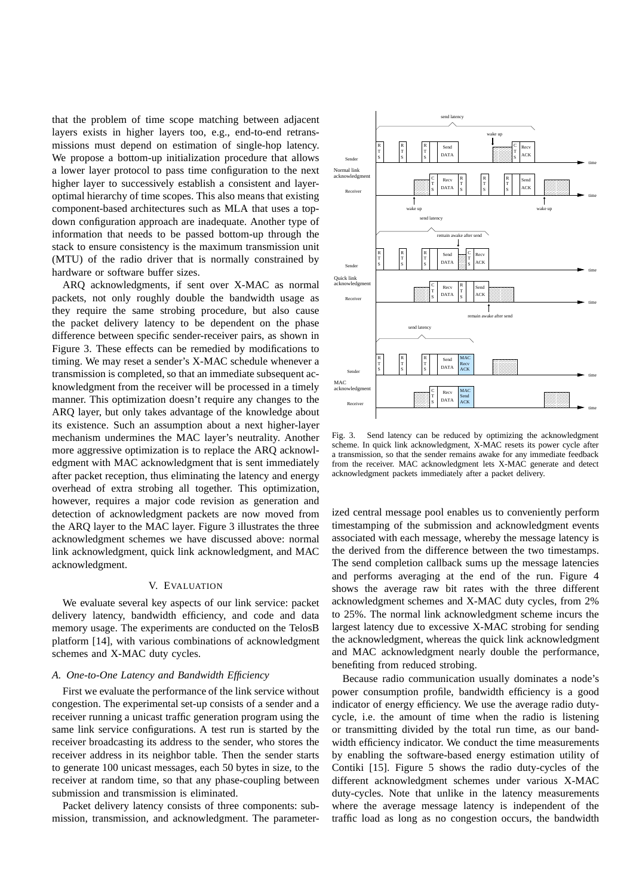that the problem of time scope matching between adjacent layers exists in higher layers too, e.g., end-to-end retransmissions must depend on estimation of single-hop latency. We propose a bottom-up initialization procedure that allows a lower layer protocol to pass time configuration to the next higher layer to successively establish a consistent and layer-optimal hierarchy of time scopes. This also means that existing component-based architectures such as MLA that uses a top-down configuration approach are inadequate. Another type of information that needs to be passed bottom-up through the stack to ensure consistency is the maximum transmission unit (MTU) of the radio driver that is normally constrained by hardware or software buffer sizes.

ARQ acknowledgments, if sent over X-MAC as normal packets, not only roughly double the bandwidth usage as they require the same strobing procedure, but also cause the packet delivery latency to be dependent on the phase difference between specific sender-receiver pairs, as shown in Figure 3. These effects can be remedied by modifications to timing. We may reset a sender's X-MAC schedule whenever a transmission is completed, so that an immediate subsequent acknowledgment from the receiver will be processed in a timely manner. This optimization doesn't require any changes to the ARQ layer, but only takes advantage of the knowledge about its existence. Such an assumption about a next higher-layer mechanism undermines the MAC layer's neutrality. Another more aggressive optimization is to replace the ARQ acknowledgment with MAC acknowledgment that is sent immediately after packet reception, thus eliminating the latency and energy overhead of extra strobing all together. This optimization, however, requires a major code revision as generation and detection of acknowledgment packets are now moved from the ARQ layer to the MAC layer. Figure 3 illustrates the three acknowledgment schemes we have discussed above: normal link acknowledgment, quick link acknowledgment, and MAC acknowledgment.

send latency
wake up
Sender
Normal link acknowledgment
Receiver
wake up
wake up
send latency
remain awake after send
Sender
Quick link acknowledgment
Receiver
remain awake after send
send latency
Sender
MAC acknowledgment
Receiver
time

Fig. 3. Send latency can be reduced by optimizing the acknowledgment scheme. In quick link acknowledgment, X-MAC resets its power cycle after a transmission, so that the sender remains awake for any immediate feedback from the receiver. MAC acknowledgment lets X-MAC generate and detect acknowledgment packets immediately after a packet delivery.

## V. Evaluation

We evaluate several key aspects of our link service: packet delivery latency, bandwidth efficiency, and code and data memory usage. The experiments are conducted on the TelosB platform [14], with various combinations of acknowledgment schemes and X-MAC duty cycles.

### *A. One-to-One Latency and Bandwidth Efficiency*

First we evaluate the performance of the link service without congestion. The experimental set-up consists of a sender and a receiver running a unicast traffic generation program using the same link service configurations. A test run is started by the receiver broadcasting its address to the sender, who stores the receiver address in its neighbor table. Then the sender starts to generate 100 unicast messages, each 50 bytes in size, to the receiver at random time, so that any phase-coupling between submission and transmission is eliminated.

Packet delivery latency consists of three components: submission, transmission, and acknowledgment. The parameterized central message pool enables us to conveniently perform timestamping of the submission and acknowledgment events associated with each message, whereby the message latency is the derived from the difference between the two timestamps. The send completion callback sums up the message latencies and performs averaging at the end of the run. Figure 4 shows the average raw bit rates with the three different acknowledgment schemes and X-MAC duty cycles, from 2% to 25%. The normal link acknowledgment scheme incurs the largest latency due to excessive X-MAC strobing for sending the acknowledgment, whereas the quick link acknowledgment and MAC acknowledgment nearly double the performance, benefiting from reduced strobing.

Because radio communication usually dominates a node's power consumption profile, bandwidth efficiency is a good indicator of energy efficiency. We use the average radio duty-cycle, i.e. the amount of time when the radio is listening or transmitting divided by the total run time, as our bandwidth efficiency indicator. We conduct the time measurements by enabling the software-based energy estimation utility of Contiki [15]. Figure 5 shows the radio duty-cycles of the different acknowledgment schemes under various X-MAC duty-cycles. Note that unlike in the latency measurements where the average message latency is independent of the traffic load as long as no congestion occurs, the bandwidth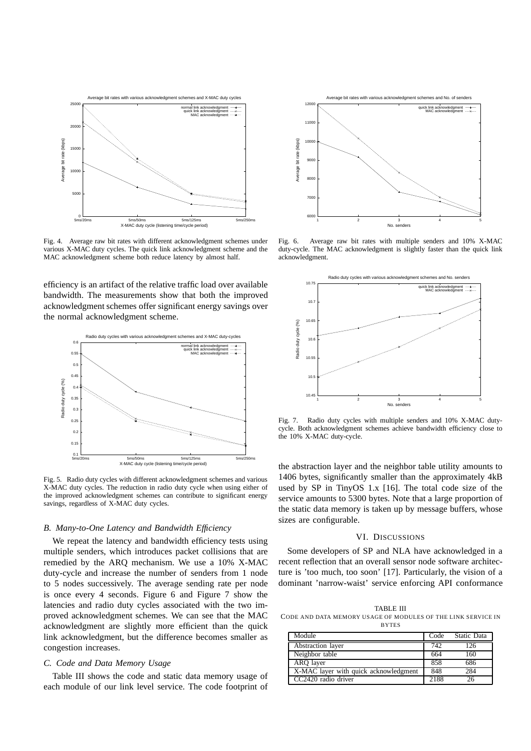Fig. 4. Average raw bit rates with different acknowledgment schemes under various X-MAC duty cycles. The quick link acknowledgment scheme and the MAC acknowledgment scheme both reduce latency by almost half.

efficiency is an artifact of the relative traffic load over available bandwidth. The measurements show that both the improved acknowledgment schemes offer significant energy savings over the normal acknowledgment scheme.

Fig. 5. Radio duty cycles with different acknowledgment schemes and various X-MAC duty cycles. The reduction in radio duty cycle when using either of the improved acknowledgment schemes can contribute to significant energy savings, regardless of X-MAC duty cycles.

### *B. Many-to-One Latency and Bandwidth Efficiency*

We repeat the latency and bandwidth efficiency tests using multiple senders, which introduces packet collisions that are remedied by the ARQ mechanism. We use a 10% X-MAC duty-cycle and increase the number of senders from 1 node to 5 nodes successively. The average sending rate per node is once every 4 seconds. Figure 6 and Figure 7 show the latencies and radio duty cycles associated with the two improved acknowledgment schemes. We can see that the MAC acknowledgment are slightly more efficient than the quick link acknowledgment, but the difference becomes smaller as congestion increases.

### *C. Code and Data Memory Usage*

Table III shows the code and static data memory usage of each module of our link level service. The code footprint of the abstraction layer and the neighbor table utility amounts to 1406 bytes, significantly smaller than the approximately 4kB used by SP in TinyOS 1.x [16]. The total code size of the service amounts to 5300 bytes. Note that a large proportion of the static data memory is taken up by message buffers, whose sizes are configurable.

Fig. 6. Average raw bit rates with multiple senders and 10% X-MAC duty-cycle. The MAC acknowledgment is slightly faster than the quick link acknowledgment.

Fig. 7. Radio duty cycles with multiple senders and 10% X-MAC duty-cycle. Both acknowledgment schemes achieve bandwidth efficiency close to the 10% X-MAC duty-cycle.

## VI. Discussions

Some developers of SP and NLA have acknowledged in a recent reflection that an overall sensor node software architecture is 'too much, too soon' [17]. Particularly, the vision of a dominant 'narrow-waist' service enforcing API conformance

TABLE III
CODE AND DATA MEMORY USAGE OF MODULES OF THE LINK SERVICE IN BYTES

| Module | Code | Static Data |
|---|---|---|
| Abstraction layer | 742 | 126 |
| Neighbor table | 664 | 160 |
| ARQ layer | 858 | 686 |
| X-MAC layer with quick acknowledgment | 848 | 284 |
| CC2420 radio driver | 2188 | 26 |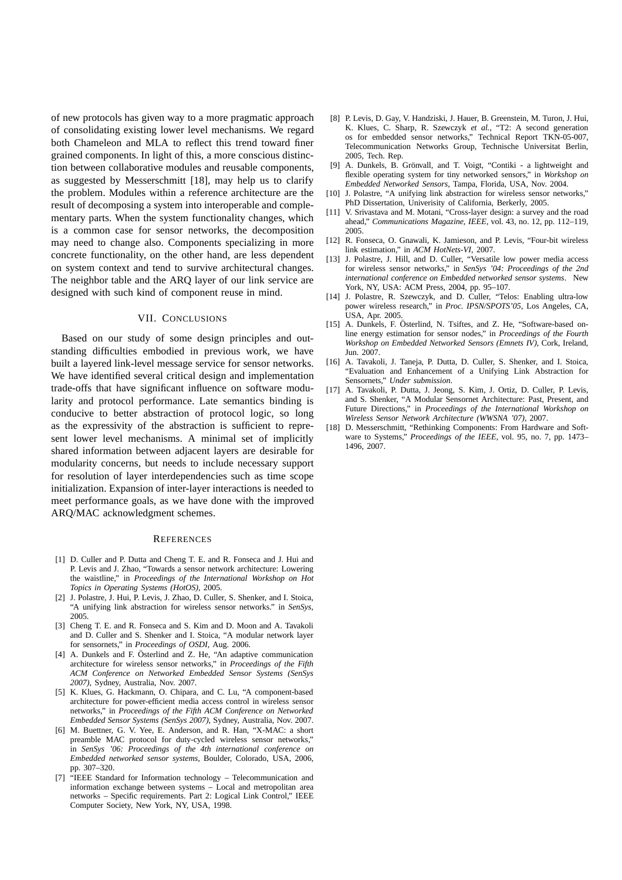of new protocols has given way to a more pragmatic approach of consolidating existing lower level mechanisms. We regard both Chameleon and MLA to reflect this trend toward finer grained components. In light of this, a more conscious distinction between collaborative modules and reusable components, as suggested by Messerschmitt [18], may help us to clarify the problem. Modules within a reference architecture are the result of decomposing a system into interoperable and complementary parts. When the system functionality changes, which is a common case for sensor networks, the decomposition may need to change also. Components specializing in more concrete functionality, on the other hand, are less dependent on system context and tend to survive architectural changes. The neighbor table and the ARQ layer of our link service are designed with such kind of component reuse in mind.

## VII. Conclusions

Based on our study of some design principles and outstanding difficulties embodied in previous work, we have built a layered link-level message service for sensor networks. We have identified several critical design and implementation trade-offs that have significant influence on software modularity and protocol performance. Late semantics binding is conducive to better abstraction of protocol logic, so long as the expressivity of the abstraction is sufficient to represent lower level mechanisms. A minimal set of implicitly shared information between adjacent layers are desirable for modularity concerns, but needs to include necessary support for resolution of layer interdependencies such as time scope initialization. Expansion of inter-layer interactions is needed to meet performance goals, as we have done with the improved ARQ/MAC acknowledgment schemes.

## References

[1] D. Culler and P. Dutta and Cheng T. E. and R. Fonseca and J. Hui and P. Levis and J. Zhao, "Towards a sensor network architecture: Lowering the waistline," in *Proceedings of the International Workshop on Hot Topics in Operating Systems (HotOS)*, 2005.

[2] J. Polastre, J. Hui, P. Levis, J. Zhao, D. Culler, S. Shenker, and I. Stoica, "A unifying link abstraction for wireless sensor networks." in *SenSys*, 2005.

[3] Cheng T. E. and R. Fonseca and S. Kim and D. Moon and A. Tavakoli and D. Culler and S. Shenker and I. Stoica, "A modular network layer for sensornets," in *Proceedings of OSDI*, Aug. 2006.

[4] A. Dunkels and F. Österlind and Z. He, "An adaptive communication architecture for wireless sensor networks," in *Proceedings of the Fifth ACM Conference on Networked Embedded Sensor Systems (SenSys 2007)*, Sydney, Australia, Nov. 2007.

[5] K. Klues, G. Hackmann, O. Chipara, and C. Lu, "A component-based architecture for power-efficient media access control in wireless sensor networks," in *Proceedings of the Fifth ACM Conference on Networked Embedded Sensor Systems (SenSys 2007)*, Sydney, Australia, Nov. 2007.

[6] M. Buettner, G. V. Yee, E. Anderson, and R. Han, "X-MAC: a short preamble MAC protocol for duty-cycled wireless sensor networks," in *SenSys '06: Proceedings of the 4th international conference on Embedded networked sensor systems*, Boulder, Colorado, USA, 2006, pp. 307–320.

[7] "IEEE Standard for Information technology – Telecommunication and information exchange between systems – Local and metropolitan area networks – Specific requirements. Part 2: Logical Link Control," IEEE Computer Society, New York, NY, USA, 1998.

[8] P. Levis, D. Gay, V. Handziski, J. Hauer, B. Greenstein, M. Turon, J. Hui, K. Klues, C. Sharp, R. Szewczyk *et al.*, "T2: A second generation os for embedded sensor networks," Technical Report TKN-05-007, Telecommunication Networks Group, Technische Universitat Berlin, 2005, Tech. Rep.

[9] A. Dunkels, B. Grönvall, and T. Voigt, "Contiki - a lightweight and flexible operating system for tiny networked sensors," in *Workshop on Embedded Networked Sensors*, Tampa, Florida, USA, Nov. 2004.

[10] J. Polastre, "A unifying link abstraction for wireless sensor networks," PhD Dissertation, Univerisity of California, Berkerly, 2005.

[11] V. Srivastava and M. Motani, "Cross-layer design: a survey and the road ahead," *Communications Magazine, IEEE*, vol. 43, no. 12, pp. 112–119, 2005.

[12] R. Fonseca, O. Gnawali, K. Jamieson, and P. Levis, "Four-bit wireless link estimation," in *ACM HotNets-VI*, 2007.

[13] J. Polastre, J. Hill, and D. Culler, "Versatile low power media access for wireless sensor networks," in *SenSys '04: Proceedings of the 2nd international conference on Embedded networked sensor systems*. New York, NY, USA: ACM Press, 2004, pp. 95–107.

[14] J. Polastre, R. Szewczyk, and D. Culler, "Telos: Enabling ultra-low power wireless research," in *Proc. IPSN/SPOTS'05*, Los Angeles, CA, USA, Apr. 2005.

[15] A. Dunkels, F. Österlind, N. Tsiftes, and Z. He, "Software-based online energy estimation for sensor nodes," in *Proceedings of the Fourth Workshop on Embedded Networked Sensors (Emnets IV)*, Cork, Ireland, Jun. 2007.

[16] A. Tavakoli, J. Taneja, P. Dutta, D. Culler, S. Shenker, and I. Stoica, "Evaluation and Enhancement of a Unifying Link Abstraction for Sensornets," *Under submission*.

[17] A. Tavakoli, P. Dutta, J. Jeong, S. Kim, J. Ortiz, D. Culler, P. Levis, and S. Shenker, "A Modular Sensornet Architecture: Past, Present, and Future Directions," in *Proceedings of the International Workshop on Wireless Sensor Network Architecture (WWSNA '07)*, 2007.

[18] D. Messerschmitt, "Rethinking Components: From Hardware and Software to Systems," *Proceedings of the IEEE*, vol. 95, no. 7, pp. 1473–1496, 2007.